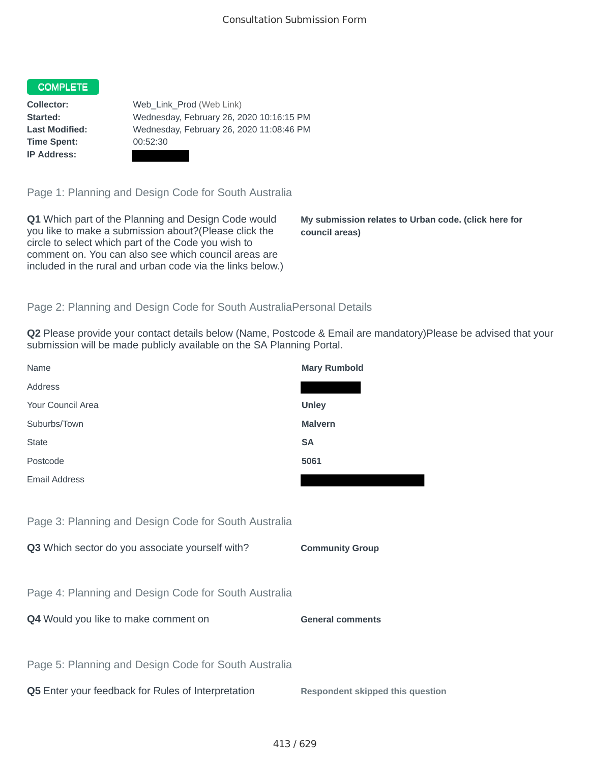Consultation Submission Form

**COMPLETE**

**Collector:** Web_Link_Prod (Web Link)
**Started:** Wednesday, February 26, 2020 10:16:15 PM
**Last Modified:** Wednesday, February 26, 2020 11:08:46 PM
**Time Spent:** 00:52:30
**IP Address:**

## Page 1: Planning and Design Code for South Australia

**Q1** Which part of the Planning and Design Code would you like to make a submission about?(Please click the circle to select which part of the Code you wish to comment on. You can also see which council areas are included in the rural and urban code via the links below.)

**My submission relates to Urban code. (click here for council areas)**

## Page 2: Planning and Design Code for South AustraliaPersonal Details

**Q2** Please provide your contact details below (Name, Postcode & Email are mandatory)Please be advised that your submission will be made publicly available on the SA Planning Portal.

| | |
|---|---|
| Name | **Mary Rumbold** |
| Address | |
| Your Council Area | **Unley** |
| Suburbs/Town | **Malvern** |
| State | **SA** |
| Postcode | **5061** |
| Email Address | |

## Page 3: Planning and Design Code for South Australia

**Q3** Which sector do you associate yourself with?

**Community Group**

## Page 4: Planning and Design Code for South Australia

**Q4** Would you like to make comment on

**General comments**

## Page 5: Planning and Design Code for South Australia

**Q5** Enter your feedback for Rules of Interpretation

**Respondent skipped this question**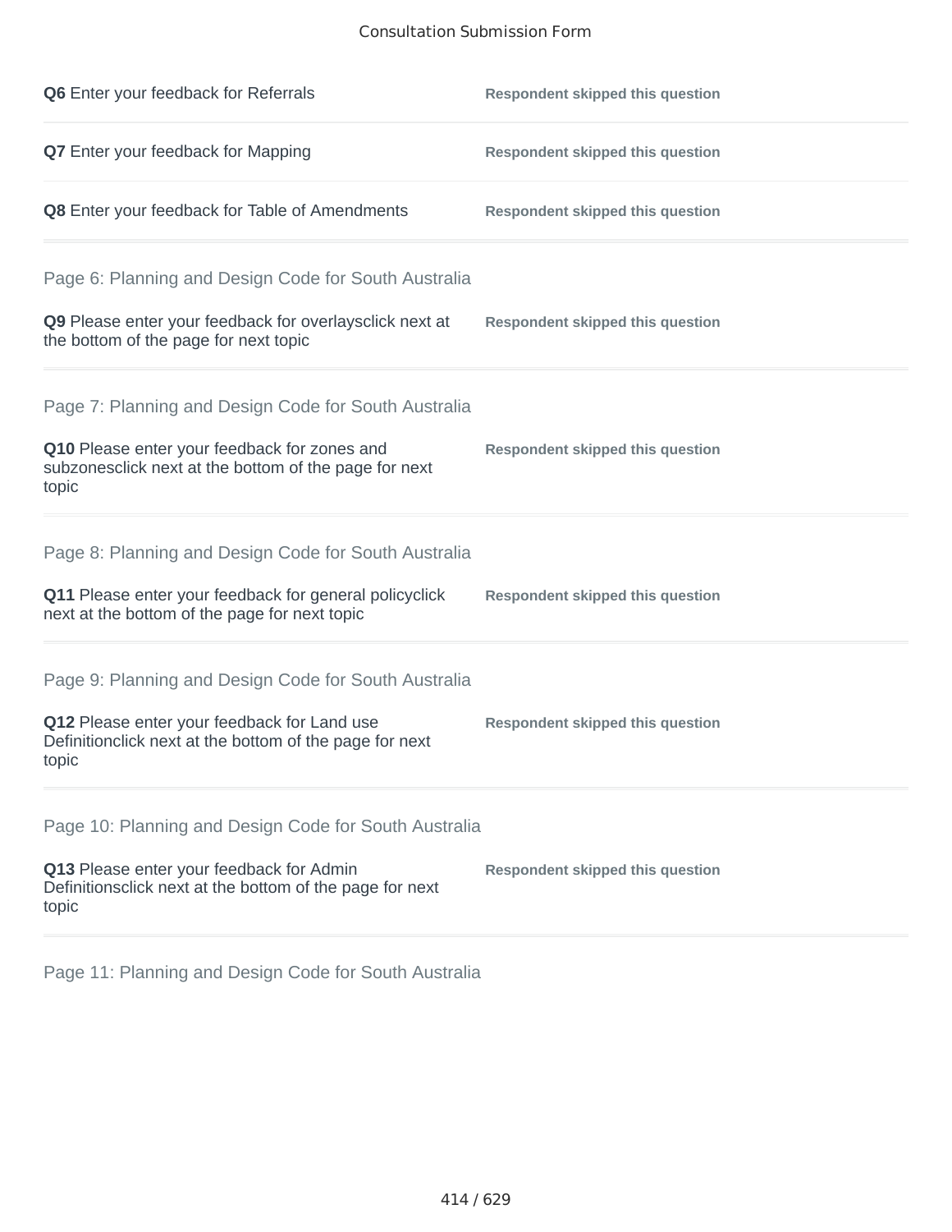**Q6** Enter your feedback for Referrals — Respondent skipped this question

**Q7** Enter your feedback for Mapping — Respondent skipped this question

**Q8** Enter your feedback for Table of Amendments — Respondent skipped this question

## Page 6: Planning and Design Code for South Australia

**Q9** Please enter your feedback for overlaysclick next at the bottom of the page for next topic — Respondent skipped this question

## Page 7: Planning and Design Code for South Australia

**Q10** Please enter your feedback for zones and subzonesclick next at the bottom of the page for next topic — Respondent skipped this question

## Page 8: Planning and Design Code for South Australia

**Q11** Please enter your feedback for general policyclick next at the bottom of the page for next topic — Respondent skipped this question

## Page 9: Planning and Design Code for South Australia

**Q12** Please enter your feedback for Land use Definitionclick next at the bottom of the page for next topic — Respondent skipped this question

## Page 10: Planning and Design Code for South Australia

**Q13** Please enter your feedback for Admin Definitionsclick next at the bottom of the page for next topic — Respondent skipped this question

## Page 11: Planning and Design Code for South Australia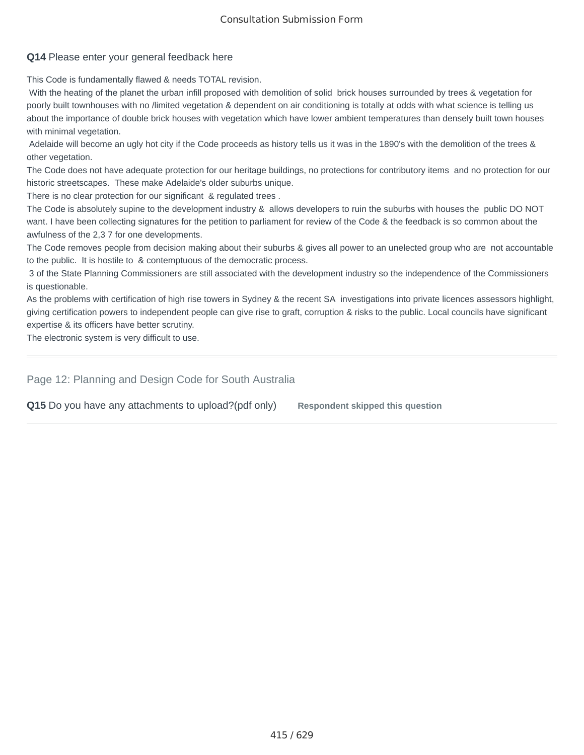**Q14** Please enter your general feedback here

This Code is fundamentally flawed & needs TOTAL revision.
With the heating of the planet the urban infill proposed with demolition of solid brick houses surrounded by trees & vegetation for poorly built townhouses with no /limited vegetation & dependent on air conditioning is totally at odds with what science is telling us about the importance of double brick houses with vegetation which have lower ambient temperatures than densely built town houses with minimal vegetation.
Adelaide will become an ugly hot city if the Code proceeds as history tells us it was in the 1890's with the demolition of the trees & other vegetation.
The Code does not have adequate protection for our heritage buildings, no protections for contributory items and no protection for our historic streetscapes. These make Adelaide's older suburbs unique.
There is no clear protection for our significant & regulated trees .
The Code is absolutely supine to the development industry & allows developers to ruin the suburbs with houses the public DO NOT want. I have been collecting signatures for the petition to parliament for review of the Code & the feedback is so common about the awfulness of the 2,3 7 for one developments.
The Code removes people from decision making about their suburbs & gives all power to an unelected group who are not accountable to the public. It is hostile to & contemptuous of the democratic process.
3 of the State Planning Commissioners are still associated with the development industry so the independence of the Commissioners is questionable.
As the problems with certification of high rise towers in Sydney & the recent SA investigations into private licences assessors highlight, giving certification powers to independent people can give rise to graft, corruption & risks to the public. Local councils have significant expertise & its officers have better scrutiny.
The electronic system is very difficult to use.

## Page 12: Planning and Design Code for South Australia

**Q15** Do you have any attachments to upload?(pdf only) **Respondent skipped this question**